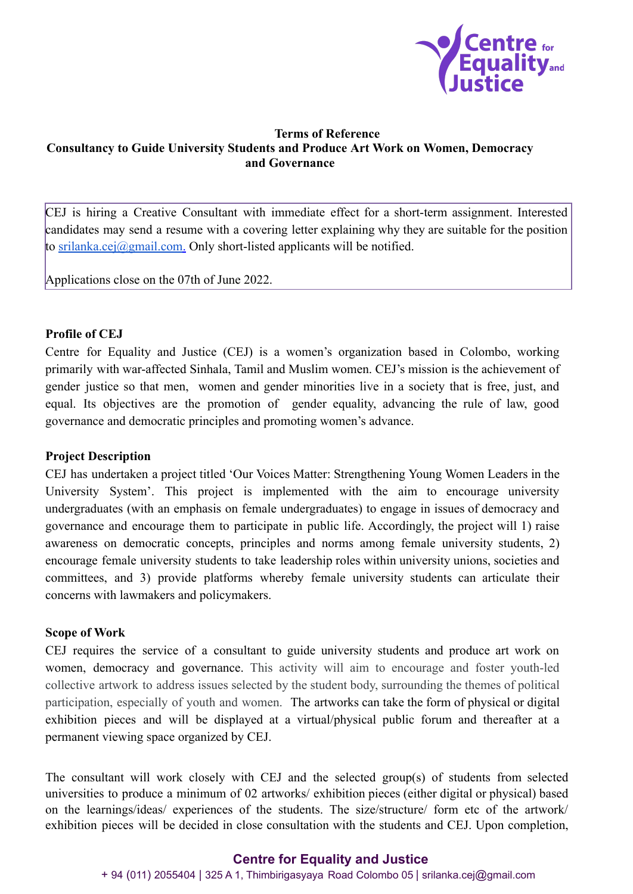**Terms of Reference**

**Consultancy to Guide University Students and Produce Art Work on Women, Democracy and Governance**

CEJ is hiring a Creative Consultant with immediate effect for a short-term assignment. Interested candidates may send a resume with a covering letter explaining why they are suitable for the position to srilanka.cej@gmail.com. Only short-listed applicants will be notified.

Applications close on the 07th of June 2022.

**Profile of CEJ**

Centre for Equality and Justice (CEJ) is a women's organization based in Colombo, working primarily with war-affected Sinhala, Tamil and Muslim women. CEJ's mission is the achievement of gender justice so that men, women and gender minorities live in a society that is free, just, and equal. Its objectives are the promotion of gender equality, advancing the rule of law, good governance and democratic principles and promoting women's advance.

**Project Description**

CEJ has undertaken a project titled 'Our Voices Matter: Strengthening Young Women Leaders in the University System'. This project is implemented with the aim to encourage university undergraduates (with an emphasis on female undergraduates) to engage in issues of democracy and governance and encourage them to participate in public life. Accordingly, the project will 1) raise awareness on democratic concepts, principles and norms among female university students, 2) encourage female university students to take leadership roles within university unions, societies and committees, and 3) provide platforms whereby female university students can articulate their concerns with lawmakers and policymakers.

**Scope of Work**

CEJ requires the service of a consultant to guide university students and produce art work on women, democracy and governance. This activity will aim to encourage and foster youth-led collective artwork to address issues selected by the student body, surrounding the themes of political participation, especially of youth and women. The artworks can take the form of physical or digital exhibition pieces and will be displayed at a virtual/physical public forum and thereafter at a permanent viewing space organized by CEJ.

The consultant will work closely with CEJ and the selected group(s) of students from selected universities to produce a minimum of 02 artworks/ exhibition pieces (either digital or physical) based on the learnings/ideas/ experiences of the students. The size/structure/ form etc of the artwork/ exhibition pieces will be decided in close consultation with the students and CEJ. Upon completion,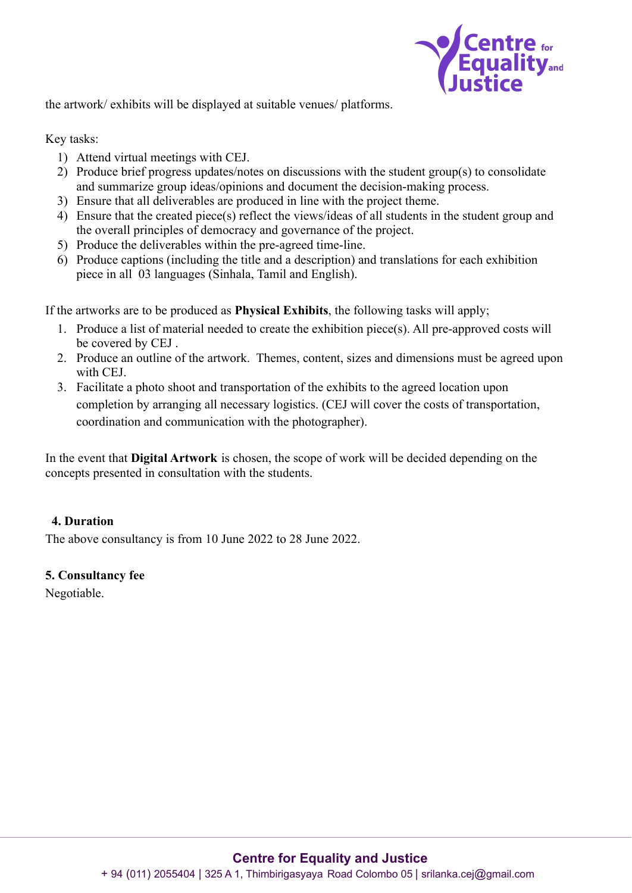the artwork/ exhibits will be displayed at suitable venues/ platforms.

Key tasks:

1) Attend virtual meetings with CEJ.
2) Produce brief progress updates/notes on discussions with the student group(s) to consolidate and summarize group ideas/opinions and document the decision-making process.
3) Ensure that all deliverables are produced in line with the project theme.
4) Ensure that the created piece(s) reflect the views/ideas of all students in the student group and the overall principles of democracy and governance of the project.
5) Produce the deliverables within the pre-agreed time-line.
6) Produce captions (including the title and a description) and translations for each exhibition piece in all 03 languages (Sinhala, Tamil and English).

If the artworks are to be produced as **Physical Exhibits**, the following tasks will apply;

1. Produce a list of material needed to create the exhibition piece(s). All pre-approved costs will be covered by CEJ .
2. Produce an outline of the artwork. Themes, content, sizes and dimensions must be agreed upon with CEJ.
3. Facilitate a photo shoot and transportation of the exhibits to the agreed location upon completion by arranging all necessary logistics. (CEJ will cover the costs of transportation, coordination and communication with the photographer).

In the event that **Digital Artwork** is chosen, the scope of work will be decided depending on the concepts presented in consultation with the students.

**4. Duration**

The above consultancy is from 10 June 2022 to 28 June 2022.

**5. Consultancy fee**

Negotiable.